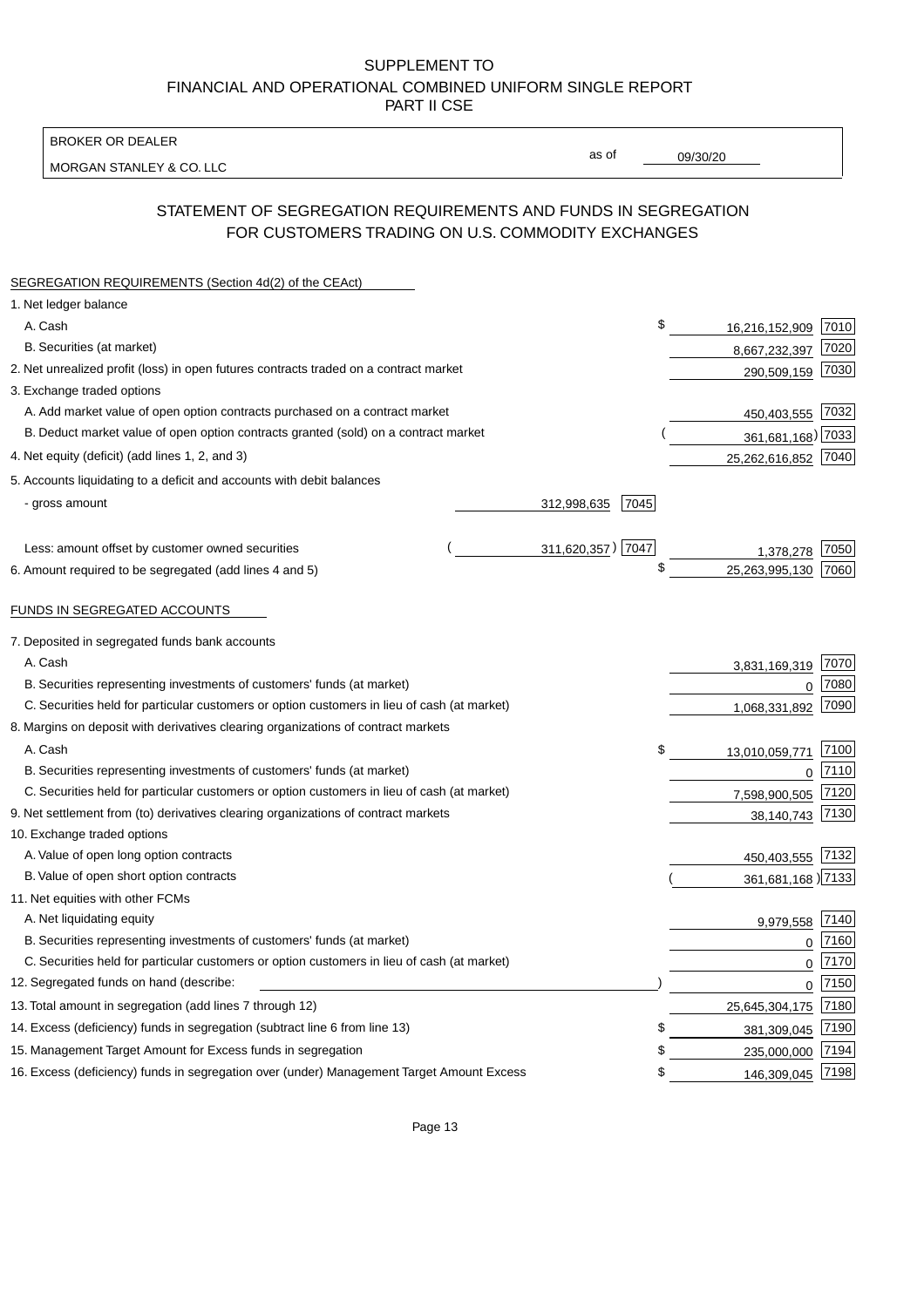SUPPLEMENT TO
FINANCIAL AND OPERATIONAL COMBINED UNIFORM SINGLE REPORT
PART II CSE

BROKER OR DEALER
MORGAN STANLEY & CO. LLC

as of 09/30/20

## STATEMENT OF SEGREGATION REQUIREMENTS AND FUNDS IN SEGREGATION FOR CUSTOMERS TRADING ON U.S. COMMODITY EXCHANGES

SEGREGATION REQUIREMENTS (Section 4d(2) of the CEAct)

| | | | | |
|---|---|---|---|---|
| 1. Net ledger balance | | | | |
| A. Cash | | | $ 16,216,152,909 | 7010 |
| B. Securities (at market) | | | 8,667,232,397 | 7020 |
| 2. Net unrealized profit (loss) in open futures contracts traded on a contract market | | | 290,509,159 | 7030 |
| 3. Exchange traded options | | | | |
| A. Add market value of open option contracts purchased on a contract market | | | 450,403,555 | 7032 |
| B. Deduct market value of open option contracts granted (sold) on a contract market | | | ( 361,681,168) | 7033 |
| 4. Net equity (deficit) (add lines 1, 2, and 3) | | | 25,262,616,852 | 7040 |
| 5. Accounts liquidating to a deficit and accounts with debit balances | | | | |
| - gross amount | 312,998,635 | 7045 | | |
| Less: amount offset by customer owned securities | ( 311,620,357) | 7047 | 1,378,278 | 7050 |
| 6. Amount required to be segregated (add lines 4 and 5) | | | $ 25,263,995,130 | 7060 |

FUNDS IN SEGREGATED ACCOUNTS

| | | |
|---|---|---|
| 7. Deposited in segregated funds bank accounts | | |
| A. Cash | 3,831,169,319 | 7070 |
| B. Securities representing investments of customers' funds (at market) | 0 | 7080 |
| C. Securities held for particular customers or option customers in lieu of cash (at market) | 1,068,331,892 | 7090 |
| 8. Margins on deposit with derivatives clearing organizations of contract markets | | |
| A. Cash | $ 13,010,059,771 | 7100 |
| B. Securities representing investments of customers' funds (at market) | 0 | 7110 |
| C. Securities held for particular customers or option customers in lieu of cash (at market) | 7,598,900,505 | 7120 |
| 9. Net settlement from (to) derivatives clearing organizations of contract markets | 38,140,743 | 7130 |
| 10. Exchange traded options | | |
| A. Value of open long option contracts | 450,403,555 | 7132 |
| B. Value of open short option contracts | ( 361,681,168 ) | 7133 |
| 11. Net equities with other FCMs | | |
| A. Net liquidating equity | 9,979,558 | 7140 |
| B. Securities representing investments of customers' funds (at market) | 0 | 7160 |
| C. Securities held for particular customers or option customers in lieu of cash (at market) | 0 | 7170 |
| 12. Segregated funds on hand (describe: ) | 0 | 7150 |
| 13. Total amount in segregation (add lines 7 through 12) | 25,645,304,175 | 7180 |
| 14. Excess (deficiency) funds in segregation (subtract line 6 from line 13) | $ 381,309,045 | 7190 |
| 15. Management Target Amount for Excess funds in segregation | $ 235,000,000 | 7194 |
| 16. Excess (deficiency) funds in segregation over (under) Management Target Amount Excess | $ 146,309,045 | 7198 |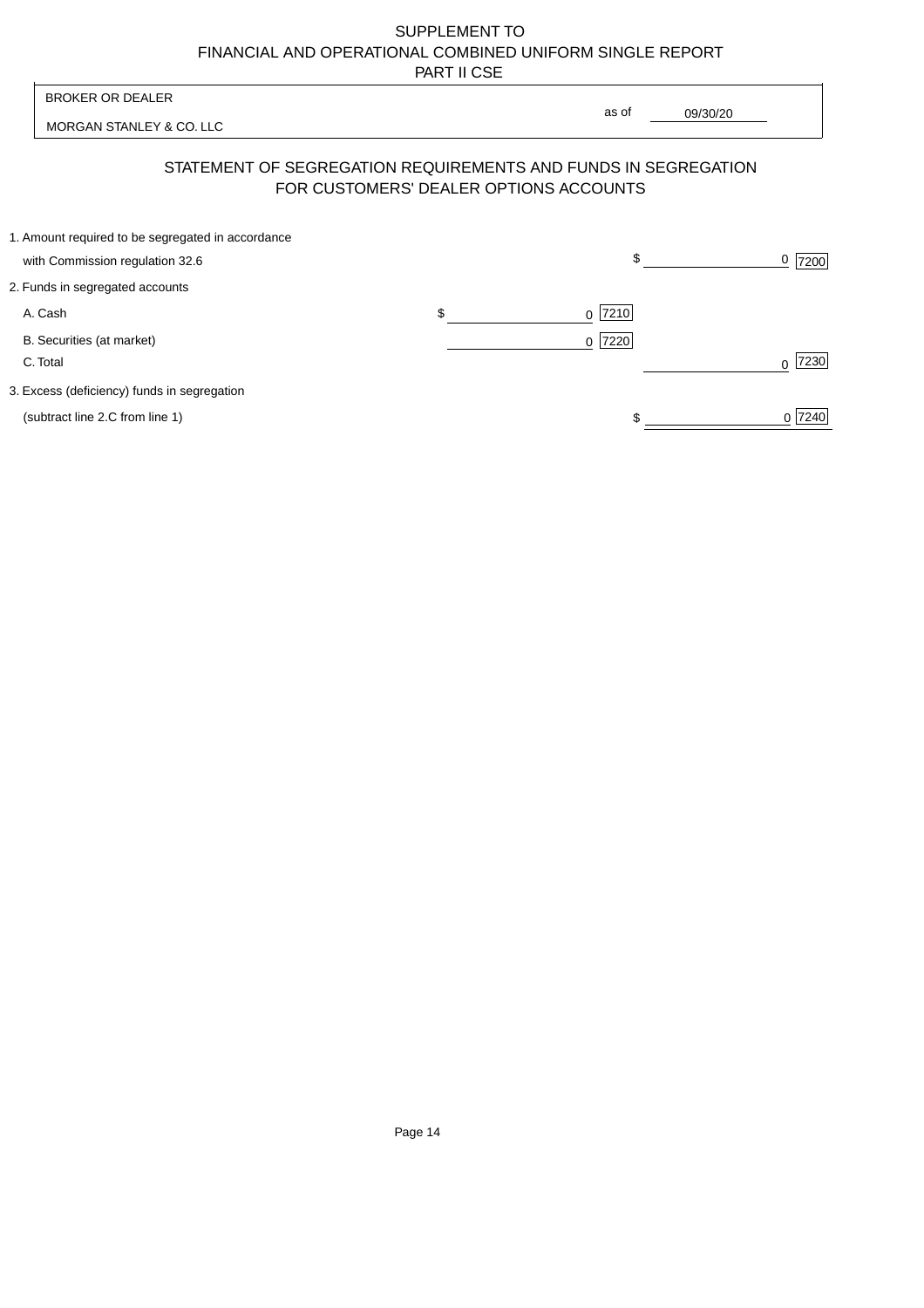SUPPLEMENT TO
FINANCIAL AND OPERATIONAL COMBINED UNIFORM SINGLE REPORT
PART II CSE

BROKER OR DEALER

MORGAN STANLEY & CO. LLC

as of 09/30/20

## STATEMENT OF SEGREGATION REQUIREMENTS AND FUNDS IN SEGREGATION FOR CUSTOMERS' DEALER OPTIONS ACCOUNTS

| | | | | |
|---|---|---|---|---|
| 1. Amount required to be segregated in accordance with Commission regulation 32.6 | | | $ 0 | 7200 |
| 2. Funds in segregated accounts | | | | |
| A. Cash | $ 0 | 7210 | | |
| B. Securities (at market) | 0 | 7220 | | |
| C. Total | | | 0 | 7230 |
| 3. Excess (deficiency) funds in segregation (subtract line 2.C from line 1) | | | $ 0 | 7240 |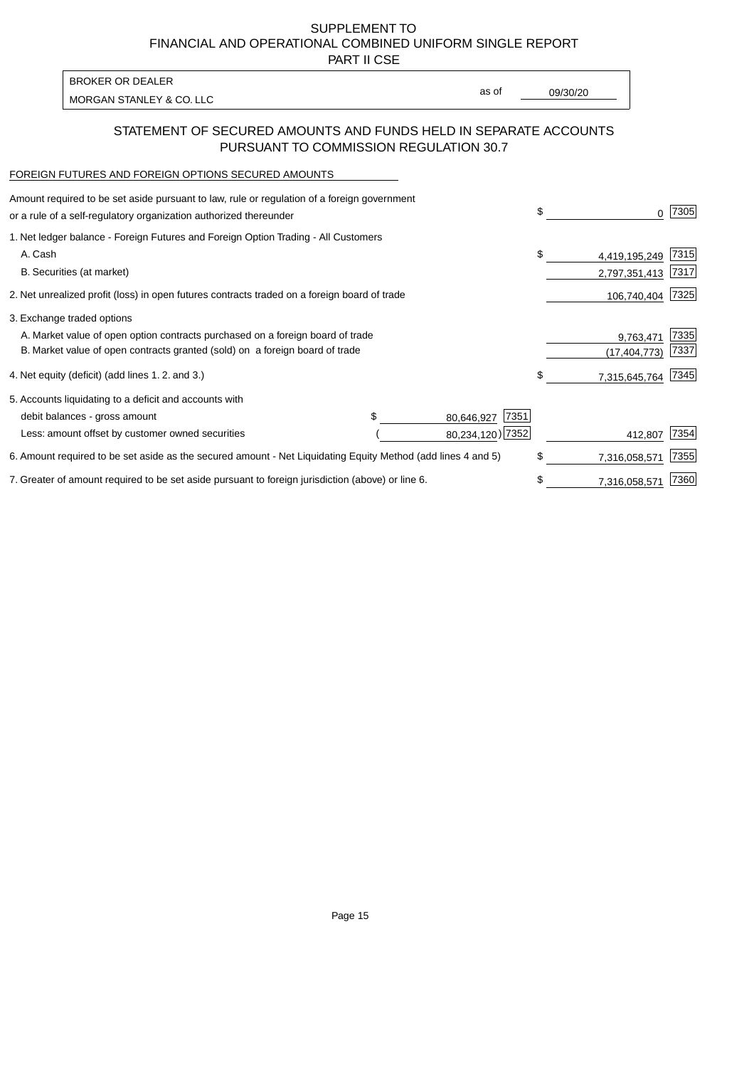SUPPLEMENT TO
FINANCIAL AND OPERATIONAL COMBINED UNIFORM SINGLE REPORT
PART II CSE

| BROKER OR DEALER | | |
|---|---|---|
| MORGAN STANLEY & CO. LLC | as of | 09/30/20 |

## STATEMENT OF SECURED AMOUNTS AND FUNDS HELD IN SEPARATE ACCOUNTS PURSUANT TO COMMISSION REGULATION 30.7

FOREIGN FUTURES AND FOREIGN OPTIONS SECURED AMOUNTS

| | | | | |
|---|---|---|---|---|
| Amount required to be set aside pursuant to law, rule or regulation of a foreign government or a rule of a self-regulatory organization authorized thereunder | | | $ 0 | 7305 |
| 1. Net ledger balance - Foreign Futures and Foreign Option Trading - All Customers | | | | |
| A. Cash | | | $ 4,419,195,249 | 7315 |
| B. Securities (at market) | | | 2,797,351,413 | 7317 |
| 2. Net unrealized profit (loss) in open futures contracts traded on a foreign board of trade | | | 106,740,404 | 7325 |
| 3. Exchange traded options | | | | |
| A. Market value of open option contracts purchased on a foreign board of trade | | | 9,763,471 | 7335 |
| B. Market value of open contracts granted (sold) on a foreign board of trade | | | (17,404,773) | 7337 |
| 4. Net equity (deficit) (add lines 1. 2. and 3.) | | | $ 7,315,645,764 | 7345 |
| 5. Accounts liquidating to a deficit and accounts with | | | | |
| debit balances - gross amount | $ 80,646,927 | 7351 | | |
| Less: amount offset by customer owned securities | (80,234,120) | 7352 | 412,807 | 7354 |
| 6. Amount required to be set aside as the secured amount - Net Liquidating Equity Method (add lines 4 and 5) | | | $ 7,316,058,571 | 7355 |
| 7. Greater of amount required to be set aside pursuant to foreign jurisdiction (above) or line 6. | | | $ 7,316,058,571 | 7360 |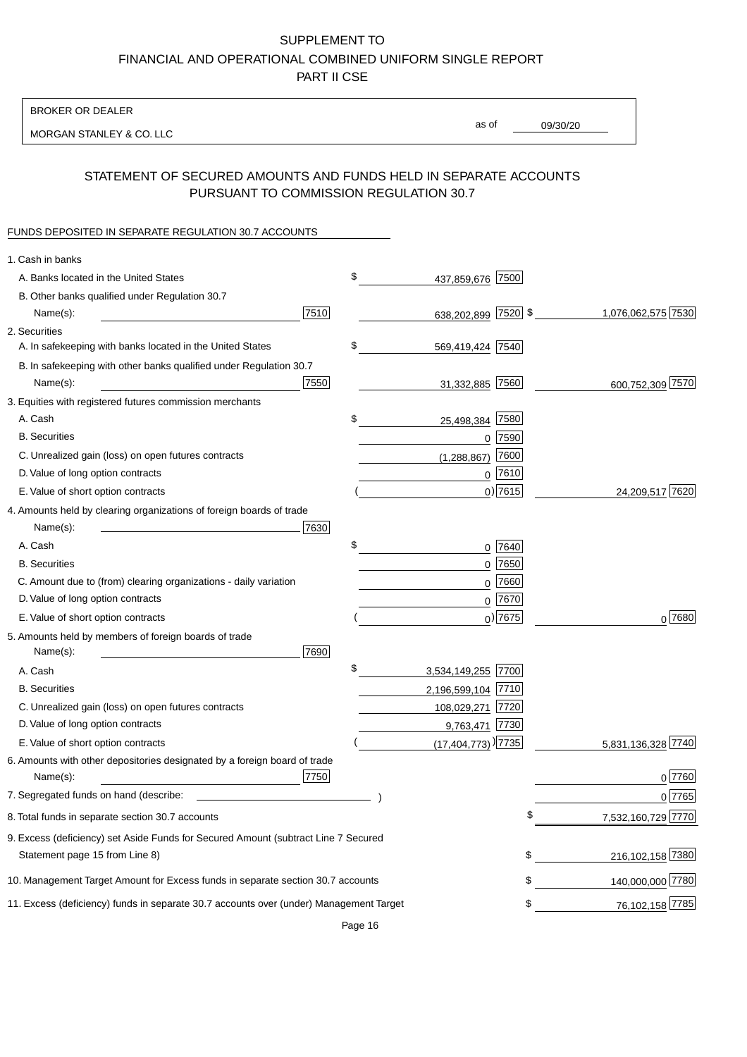SUPPLEMENT TO
FINANCIAL AND OPERATIONAL COMBINED UNIFORM SINGLE REPORT
PART II CSE

BROKER OR DEALER

MORGAN STANLEY & CO. LLC

as of 09/30/20

## STATEMENT OF SECURED AMOUNTS AND FUNDS HELD IN SEPARATE ACCOUNTS PURSUANT TO COMMISSION REGULATION 30.7

FUNDS DEPOSITED IN SEPARATE REGULATION 30.7 ACCOUNTS

| | | | |
|---|---|---|---|
| 1. Cash in banks | | | |
| A. Banks located in the United States | | $ 437,859,676 [7500] | |
| B. Other banks qualified under Regulation 30.7 | | | |
| Name(s): | [7510] | 638,202,899 [7520] | $ 1,076,062,575 [7530] |
| 2. Securities | | | |
| A. In safekeeping with banks located in the United States | | $ 569,419,424 [7540] | |
| B. In safekeeping with other banks qualified under Regulation 30.7 | | | |
| Name(s): | [7550] | 31,332,885 [7560] | 600,752,309 [7570] |
| 3. Equities with registered futures commission merchants | | | |
| A. Cash | | $ 25,498,384 [7580] | |
| B. Securities | | 0 [7590] | |
| C. Unrealized gain (loss) on open futures contracts | | (1,288,867) [7600] | |
| D. Value of long option contracts | | 0 [7610] | |
| E. Value of short option contracts | | ( 0) [7615] | 24,209,517 [7620] |
| 4. Amounts held by clearing organizations of foreign boards of trade | | | |
| Name(s): | [7630] | | |
| A. Cash | | $ 0 [7640] | |
| B. Securities | | 0 [7650] | |
| C. Amount due to (from) clearing organizations - daily variation | | 0 [7660] | |
| D. Value of long option contracts | | 0 [7670] | |
| E. Value of short option contracts | | ( 0) [7675] | 0 [7680] |
| 5. Amounts held by members of foreign boards of trade | | | |
| Name(s): | [7690] | | |
| A. Cash | | $ 3,534,149,255 [7700] | |
| B. Securities | | 2,196,599,104 [7710] | |
| C. Unrealized gain (loss) on open futures contracts | | 108,029,271 [7720] | |
| D. Value of long option contracts | | 9,763,471 [7730] | |
| E. Value of short option contracts | | ( (17,404,773) ) [7735] | 5,831,136,328 [7740] |
| 6. Amounts with other depositories designated by a foreign board of trade | | | |
| Name(s): | [7750] | | 0 [7760] |
| 7. Segregated funds on hand (describe: ) | | | 0 [7765] |
| 8. Total funds in separate section 30.7 accounts | | | $ 7,532,160,729 [7770] |
| 9. Excess (deficiency) set Aside Funds for Secured Amount (subtract Line 7 Secured Statement page 15 from Line 8) | | | $ 216,102,158 [7380] |
| 10. Management Target Amount for Excess funds in separate section 30.7 accounts | | | $ 140,000,000 [7780] |
| 11. Excess (deficiency) funds in separate 30.7 accounts over (under) Management Target | | | $ 76,102,158 [7785] |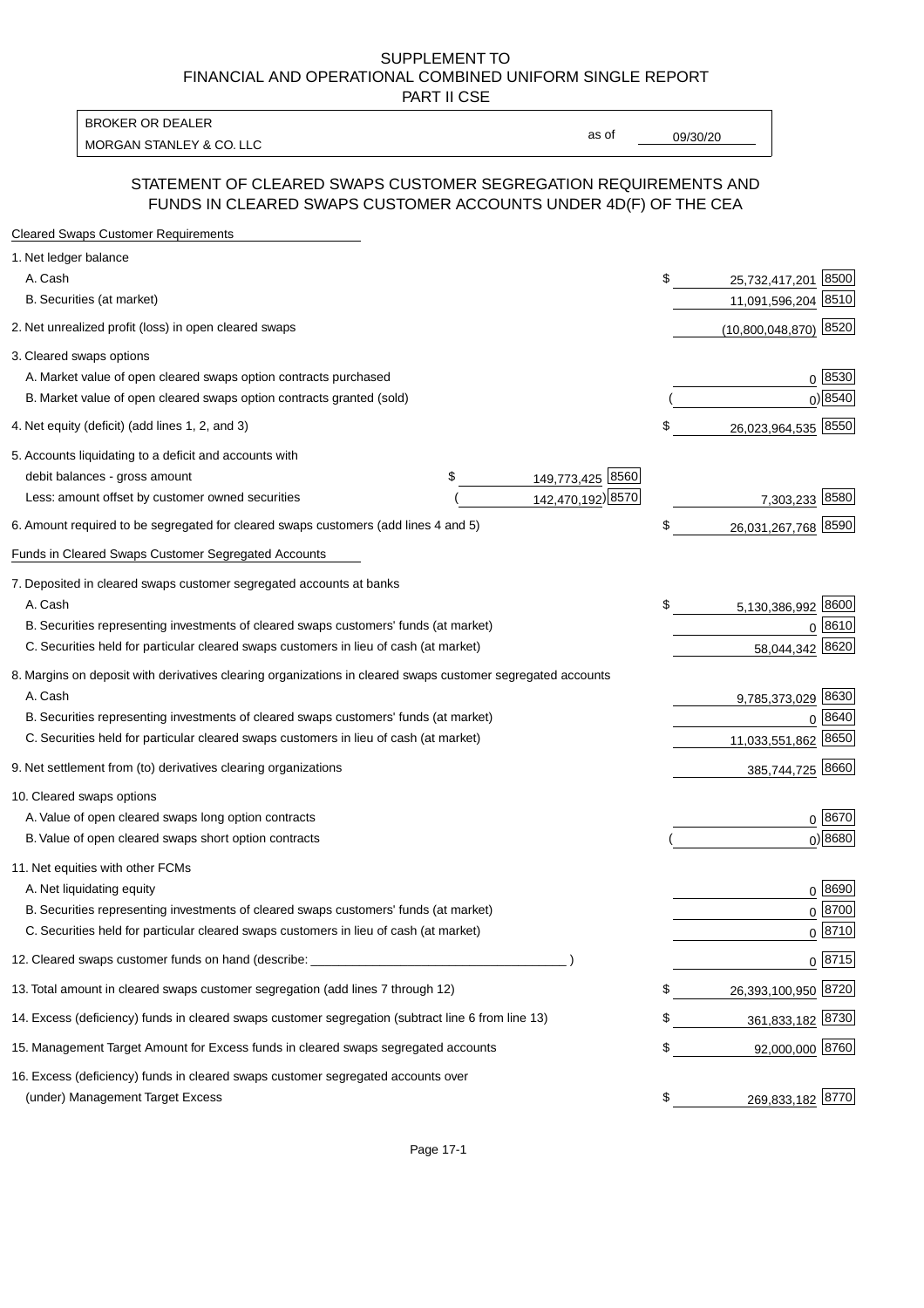SUPPLEMENT TO
FINANCIAL AND OPERATIONAL COMBINED UNIFORM SINGLE REPORT
PART II CSE

BROKER OR DEALER
MORGAN STANLEY & CO. LLC

as of 09/30/20

## STATEMENT OF CLEARED SWAPS CUSTOMER SEGREGATION REQUIREMENTS AND FUNDS IN CLEARED SWAPS CUSTOMER ACCOUNTS UNDER 4D(F) OF THE CEA

| | | | | |
|---|---|---|---|---|
| **Cleared Swaps Customer Requirements** | | | | |
| 1. Net ledger balance | | | | |
| A. Cash | | | $ 25,732,417,201 | 8500 |
| B. Securities (at market) | | | 11,091,596,204 | 8510 |
| 2. Net unrealized profit (loss) in open cleared swaps | | | (10,800,048,870) | 8520 |
| 3. Cleared swaps options | | | | |
| A. Market value of open cleared swaps option contracts purchased | | | 0 | 8530 |
| B. Market value of open cleared swaps option contracts granted (sold) | | | ( 0) | 8540 |
| 4. Net equity (deficit) (add lines 1, 2, and 3) | | | $ 26,023,964,535 | 8550 |
| 5. Accounts liquidating to a deficit and accounts with debit balances - gross amount | $ 149,773,425 | 8560 | | |
| Less: amount offset by customer owned securities | ( 142,470,192) | 8570 | 7,303,233 | 8580 |
| 6. Amount required to be segregated for cleared swaps customers (add lines 4 and 5) | | | $ 26,031,267,768 | 8590 |
| **Funds in Cleared Swaps Customer Segregated Accounts** | | | | |
| 7. Deposited in cleared swaps customer segregated accounts at banks | | | | |
| A. Cash | | | $ 5,130,386,992 | 8600 |
| B. Securities representing investments of cleared swaps customers' funds (at market) | | | 0 | 8610 |
| C. Securities held for particular cleared swaps customers in lieu of cash (at market) | | | 58,044,342 | 8620 |
| 8. Margins on deposit with derivatives clearing organizations in cleared swaps customer segregated accounts | | | | |
| A. Cash | | | 9,785,373,029 | 8630 |
| B. Securities representing investments of cleared swaps customers' funds (at market) | | | 0 | 8640 |
| C. Securities held for particular cleared swaps customers in lieu of cash (at market) | | | 11,033,551,862 | 8650 |
| 9. Net settlement from (to) derivatives clearing organizations | | | 385,744,725 | 8660 |
| 10. Cleared swaps options | | | | |
| A. Value of open cleared swaps long option contracts | | | 0 | 8670 |
| B. Value of open cleared swaps short option contracts | | | ( 0) | 8680 |
| 11. Net equities with other FCMs | | | | |
| A. Net liquidating equity | | | 0 | 8690 |
| B. Securities representing investments of cleared swaps customers' funds (at market) | | | 0 | 8700 |
| C. Securities held for particular cleared swaps customers in lieu of cash (at market) | | | 0 | 8710 |
| 12. Cleared swaps customer funds on hand (describe: ______ ) | | | 0 | 8715 |
| 13. Total amount in cleared swaps customer segregation (add lines 7 through 12) | | | $ 26,393,100,950 | 8720 |
| 14. Excess (deficiency) funds in cleared swaps customer segregation (subtract line 6 from line 13) | | | $ 361,833,182 | 8730 |
| 15. Management Target Amount for Excess funds in cleared swaps segregated accounts | | | $ 92,000,000 | 8760 |
| 16. Excess (deficiency) funds in cleared swaps customer segregated accounts over (under) Management Target Excess | | | $ 269,833,182 | 8770 |